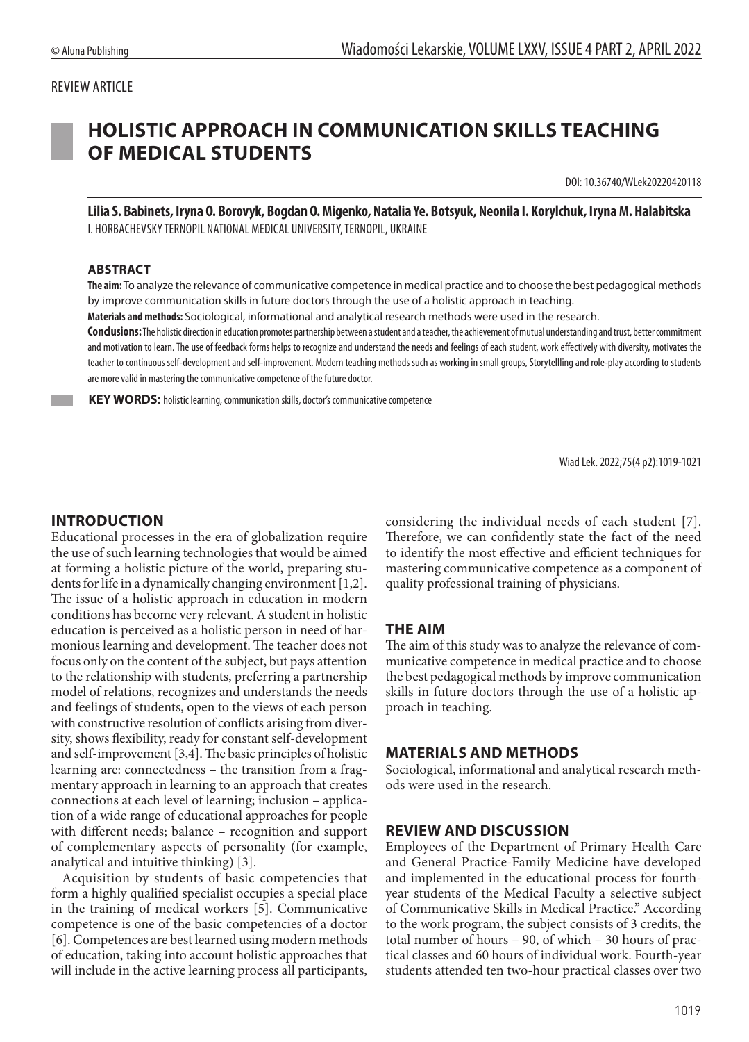REVIEW ARTICLE

# HOLISTIC APPROACH IN COMMUNICATION SKILLS TEACHING OF MEDICAL STUDENTS

DOI: 10.36740/WLek20220420118

**Lilia S. Babinets, Iryna O. Borovyk, Bogdan O. Migenko, Natalia Ye. Botsyuk, Neonila I. Korylchuk, Iryna M. Halabitska**
I. HORBACHEVSKY TERNOPIL NATIONAL MEDICAL UNIVERSITY, TERNOPIL, UKRAINE

## ABSTRACT

**The aim:** To analyze the relevance of communicative competence in medical practice and to choose the best pedagogical methods by improve communication skills in future doctors through the use of a holistic approach in teaching.

**Materials and methods:** Sociological, informational and analytical research methods were used in the research.

**Conclusions:** The holistic direction in education promotes partnership between a student and a teacher, the achievement of mutual understanding and trust, better commitment and motivation to learn. The use of feedback forms helps to recognize and understand the needs and feelings of each student, work effectively with diversity, motivates the teacher to continuous self-development and self-improvement. Modern teaching methods such as working in small groups, Storytellling and role-play according to students are more valid in mastering the communicative competence of the future doctor.

**KEY WORDS:** holistic learning, communication skills, doctor's communicative competence

Wiad Lek. 2022;75(4 p2):1019-1021

## INTRODUCTION

Educational processes in the era of globalization require the use of such learning technologies that would be aimed at forming a holistic picture of the world, preparing students for life in a dynamically changing environment [1,2]. The issue of a holistic approach in education in modern conditions has become very relevant. A student in holistic education is perceived as a holistic person in need of harmonious learning and development. The teacher does not focus only on the content of the subject, but pays attention to the relationship with students, preferring a partnership model of relations, recognizes and understands the needs and feelings of students, open to the views of each person with constructive resolution of conflicts arising from diversity, shows flexibility, ready for constant self-development and self-improvement [3,4]. The basic principles of holistic learning are: connectedness – the transition from a fragmentary approach in learning to an approach that creates connections at each level of learning; inclusion – application of a wide range of educational approaches for people with different needs; balance – recognition and support of complementary aspects of personality (for example, analytical and intuitive thinking) [3].

Acquisition by students of basic competencies that form a highly qualified specialist occupies a special place in the training of medical workers [5]. Communicative competence is one of the basic competencies of a doctor [6]. Competences are best learned using modern methods of education, taking into account holistic approaches that will include in the active learning process all participants, considering the individual needs of each student [7]. Therefore, we can confidently state the fact of the need to identify the most effective and efficient techniques for mastering communicative competence as a component of quality professional training of physicians.

## THE AIM

The aim of this study was to analyze the relevance of communicative competence in medical practice and to choose the best pedagogical methods by improve communication skills in future doctors through the use of a holistic approach in teaching.

## MATERIALS AND METHODS

Sociological, informational and analytical research methods were used in the research.

## REVIEW AND DISCUSSION

Employees of the Department of Primary Health Care and General Practice-Family Medicine have developed and implemented in the educational process for fourth-year students of the Medical Faculty a selective subject of Communicative Skills in Medical Practice." According to the work program, the subject consists of 3 credits, the total number of hours – 90, of which – 30 hours of practical classes and 60 hours of individual work. Fourth-year students attended ten two-hour practical classes over two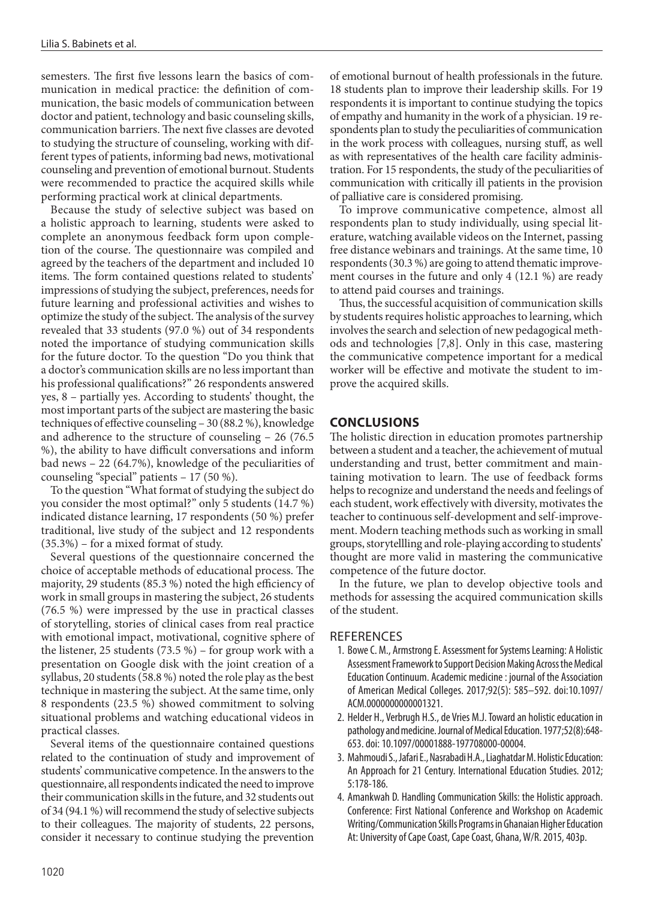semesters. The first five lessons learn the basics of communication in medical practice: the definition of communication, the basic models of communication between doctor and patient, technology and basic counseling skills, communication barriers. The next five classes are devoted to studying the structure of counseling, working with different types of patients, informing bad news, motivational counseling and prevention of emotional burnout. Students were recommended to practice the acquired skills while performing practical work at clinical departments.

Because the study of selective subject was based on a holistic approach to learning, students were asked to complete an anonymous feedback form upon completion of the course. The questionnaire was compiled and agreed by the teachers of the department and included 10 items. The form contained questions related to students' impressions of studying the subject, preferences, needs for future learning and professional activities and wishes to optimize the study of the subject. The analysis of the survey revealed that 33 students (97.0 %) out of 34 respondents noted the importance of studying communication skills for the future doctor. To the question "Do you think that a doctor's communication skills are no less important than his professional qualifications?" 26 respondents answered yes, 8 – partially yes. According to students' thought, the most important parts of the subject are mastering the basic techniques of effective counseling – 30 (88.2 %), knowledge and adherence to the structure of counseling – 26 (76.5 %), the ability to have difficult conversations and inform bad news – 22 (64.7%), knowledge of the peculiarities of counseling "special" patients – 17 (50 %).

To the question "What format of studying the subject do you consider the most optimal?" only 5 students (14.7 %) indicated distance learning, 17 respondents (50 %) prefer traditional, live study of the subject and 12 respondents (35.3%) – for a mixed format of study.

Several questions of the questionnaire concerned the choice of acceptable methods of educational process. The majority, 29 students (85.3 %) noted the high efficiency of work in small groups in mastering the subject, 26 students (76.5 %) were impressed by the use in practical classes of storytelling, stories of clinical cases from real practice with emotional impact, motivational, cognitive sphere of the listener, 25 students (73.5 %) – for group work with a presentation on Google disk with the joint creation of a syllabus, 20 students (58.8 %) noted the role play as the best technique in mastering the subject. At the same time, only 8 respondents (23.5 %) showed commitment to solving situational problems and watching educational videos in practical classes.

Several items of the questionnaire contained questions related to the continuation of study and improvement of students' communicative competence. In the answers to the questionnaire, all respondents indicated the need to improve their communication skills in the future, and 32 students out of 34 (94.1 %) will recommend the study of selective subjects to their colleagues. The majority of students, 22 persons, consider it necessary to continue studying the prevention of emotional burnout of health professionals in the future. 18 students plan to improve their leadership skills. For 19 respondents it is important to continue studying the topics of empathy and humanity in the work of a physician. 19 respondents plan to study the peculiarities of communication in the work process with colleagues, nursing stuff, as well as with representatives of the health care facility administration. For 15 respondents, the study of the peculiarities of communication with critically ill patients in the provision of palliative care is considered promising.

To improve communicative competence, almost all respondents plan to study individually, using special literature, watching available videos on the Internet, passing free distance webinars and trainings. At the same time, 10 respondents (30.3 %) are going to attend thematic improvement courses in the future and only 4 (12.1 %) are ready to attend paid courses and trainings.

Thus, the successful acquisition of communication skills by students requires holistic approaches to learning, which involves the search and selection of new pedagogical methods and technologies [7,8]. Only in this case, mastering the communicative competence important for a medical worker will be effective and motivate the student to improve the acquired skills.

## CONCLUSIONS

The holistic direction in education promotes partnership between a student and a teacher, the achievement of mutual understanding and trust, better commitment and maintaining motivation to learn. The use of feedback forms helps to recognize and understand the needs and feelings of each student, work effectively with diversity, motivates the teacher to continuous self-development and self-improvement. Modern teaching methods such as working in small groups, storytellling and role-playing according to students' thought are more valid in mastering the communicative competence of the future doctor.

In the future, we plan to develop objective tools and methods for assessing the acquired communication skills of the student.

## REFERENCES

1. Bowe C. M., Armstrong E. Assessment for Systems Learning: A Holistic Assessment Framework to Support Decision Making Across the Medical Education Continuum. Academic medicine : journal of the Association of American Medical Colleges. 2017;92(5): 585–592. doi:10.1097/ACM.0000000000001321.
2. Helder H., Verbrugh H.S., de Vries M.J. Toward an holistic education in pathology and medicine. Journal of Medical Education. 1977;52(8):648-653. doi: 10.1097/00001888-197708000-00004.
3. Mahmoudi S., Jafari E., Nasrabadi H.A., Liaghatdar M. Holistic Education: An Approach for 21 Century. International Education Studies. 2012; 5:178-186.
4. Amankwah D. Handling Communication Skills: the Holistic approach. Conference: First National Conference and Workshop on Academic Writing/Communication Skills Programs in Ghanaian Higher Education At: University of Cape Coast, Cape Coast, Ghana, W/R. 2015, 403p.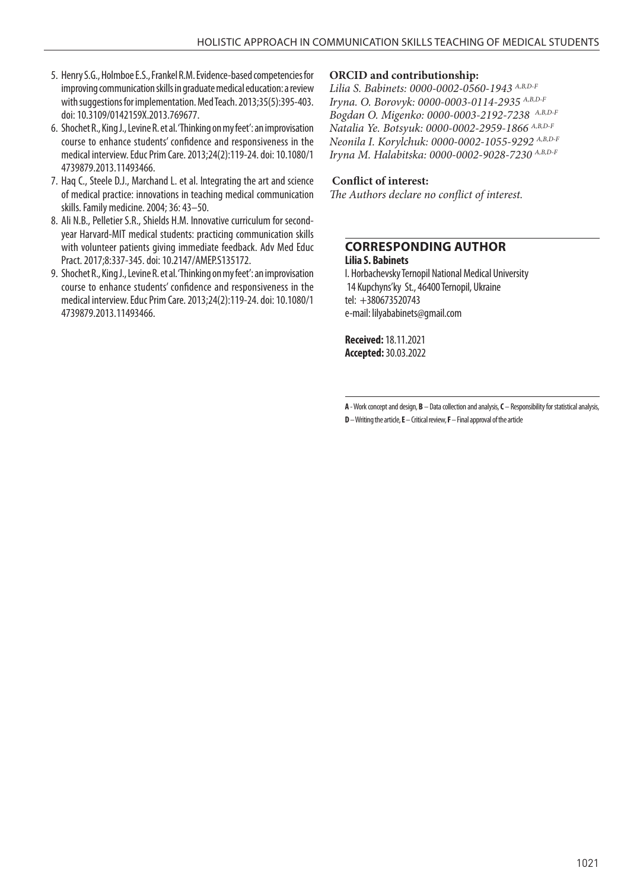5. Henry S.G., Holmboe E.S., Frankel R.M. Evidence-based competencies for improving communication skills in graduate medical education: a review with suggestions for implementation. Med Teach. 2013;35(5):395-403. doi: 10.3109/0142159X.2013.769677.
6. Shochet R., King J., Levine R. et al. 'Thinking on my feet': an improvisation course to enhance students' confidence and responsiveness in the medical interview. Educ Prim Care. 2013;24(2):119-24. doi: 10.1080/14739879.2013.11493466.
7. Haq C., Steele D.J., Marchand L. et al. Integrating the art and science of medical practice: innovations in teaching medical communication skills. Family medicine. 2004; 36: 43–50.
8. Ali N.B., Pelletier S.R., Shields H.M. Innovative curriculum for second-year Harvard-MIT medical students: practicing communication skills with volunteer patients giving immediate feedback. Adv Med Educ Pract. 2017;8:337-345. doi: 10.2147/AMEP.S135172.
9. Shochet R., King J., Levine R. et al. 'Thinking on my feet': an improvisation course to enhance students' confidence and responsiveness in the medical interview. Educ Prim Care. 2013;24(2):119-24. doi: 10.1080/14739879.2013.11493466.

**ORCID and contributionship:**

*Lilia S. Babinets: 0000-0002-0560-1943* [A,B,D-F]
*Iryna. O. Borovyk: 0000-0003-0114-2935* [A,B,D-F]
*Bogdan O. Migenko: 0000-0003-2192-7238* [A,B,D-F]
*Natalia Ye. Botsyuk: 0000-0002-2959-1866* [A,B,D-F]
*Neonila I. Korylchuk: 0000-0002-1055-9292* [A,B,D-F]
*Iryna M. Halabitska: 0000-0002-9028-7230* [A,B,D-F]

**Conflict of interest:**

*The Authors declare no conflict of interest.*

## CORRESPONDING AUTHOR

**Lilia S. Babinets**
I. Horbachevsky Ternopil National Medical University
14 Kupchyns'ky St., 46400 Ternopil, Ukraine
tel: +380673520743
e-mail: lilyababinets@gmail.com

**Received:** 18.11.2021
**Accepted:** 30.03.2022

**A** - Work concept and design, **B** – Data collection and analysis, **C** – Responsibility for statistical analysis, **D** – Writing the article, **E** – Critical review, **F** – Final approval of the article